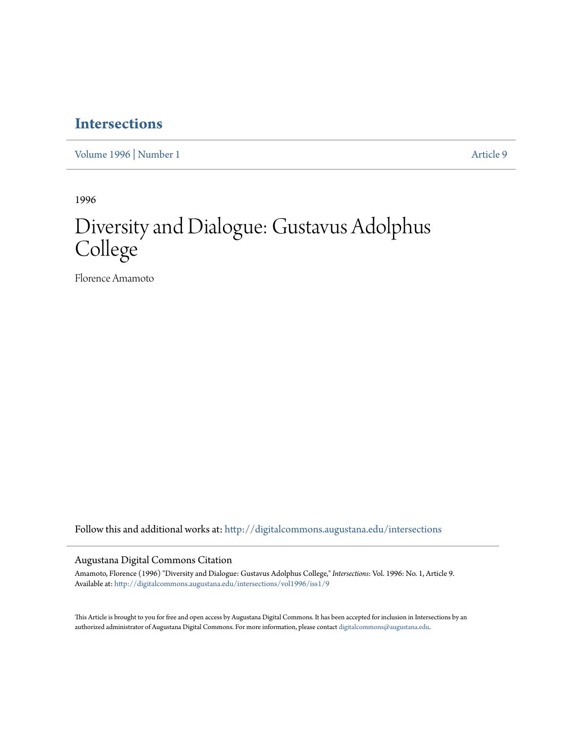# Intersections

Volume 1996 | Number 1 Article 9

1996

# Diversity and Dialogue: Gustavus Adolphus College

Florence Amamoto

Follow this and additional works at: http://digitalcommons.augustana.edu/intersections

## Augustana Digital Commons Citation

Amamoto, Florence (1996) "Diversity and Dialogue: Gustavus Adolphus College," *Intersections*: Vol. 1996: No. 1, Article 9.
Available at: http://digitalcommons.augustana.edu/intersections/vol1996/iss1/9

This Article is brought to you for free and open access by Augustana Digital Commons. It has been accepted for inclusion in Intersections by an authorized administrator of Augustana Digital Commons. For more information, please contact digitalcommons@augustana.edu.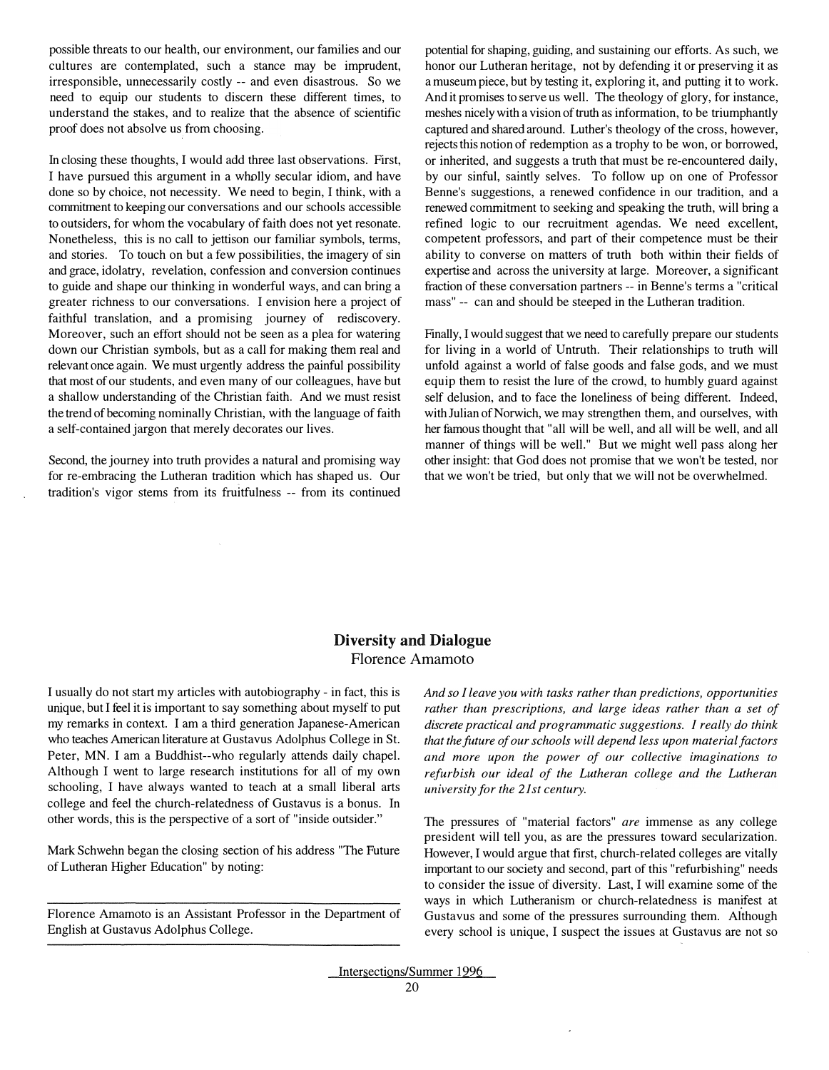possible threats to our health, our environment, our families and our cultures are contemplated, such a stance may be imprudent, irresponsible, unnecessarily costly -- and even disastrous. So we need to equip our students to discern these different times, to understand the stakes, and to realize that the absence of scientific proof does not absolve us from choosing.

In closing these thoughts, I would add three last observations. First, I have pursued this argument in a wholly secular idiom, and have done so by choice, not necessity. We need to begin, I think, with a commitment to keeping our conversations and our schools accessible to outsiders, for whom the vocabulary of faith does not yet resonate. Nonetheless, this is no call to jettison our familiar symbols, terms, and stories. To touch on but a few possibilities, the imagery of sin and grace, idolatry, revelation, confession and conversion continues to guide and shape our thinking in wonderful ways, and can bring a greater richness to our conversations. I envision here a project of faithful translation, and a promising journey of rediscovery. Moreover, such an effort should not be seen as a plea for watering down our Christian symbols, but as a call for making them real and relevant once again. We must urgently address the painful possibility that most of our students, and even many of our colleagues, have but a shallow understanding of the Christian faith. And we must resist the trend of becoming nominally Christian, with the language of faith a self-contained jargon that merely decorates our lives.

Second, the journey into truth provides a natural and promising way for re-embracing the Lutheran tradition which has shaped us. Our tradition's vigor stems from its fruitfulness -- from its continued potential for shaping, guiding, and sustaining our efforts. As such, we honor our Lutheran heritage, not by defending it or preserving it as a museum piece, but by testing it, exploring it, and putting it to work. And it promises to serve us well. The theology of glory, for instance, meshes nicely with a vision of truth as information, to be triumphantly captured and shared around. Luther's theology of the cross, however, rejects this notion of redemption as a trophy to be won, or borrowed, or inherited, and suggests a truth that must be re-encountered daily, by our sinful, saintly selves. To follow up on one of Professor Benne's suggestions, a renewed confidence in our tradition, and a renewed commitment to seeking and speaking the truth, will bring a refined logic to our recruitment agendas. We need excellent, competent professors, and part of their competence must be their ability to converse on matters of truth both within their fields of expertise and across the university at large. Moreover, a significant fraction of these conversation partners -- in Benne's terms a "critical mass" -- can and should be steeped in the Lutheran tradition.

Finally, I would suggest that we need to carefully prepare our students for living in a world of Untruth. Their relationships to truth will unfold against a world of false goods and false gods, and we must equip them to resist the lure of the crowd, to humbly guard against self delusion, and to face the loneliness of being different. Indeed, with Julian of Norwich, we may strengthen them, and ourselves, with her famous thought that "all will be well, and all will be well, and all manner of things will be well." But we might well pass along her other insight: that God does not promise that we won't be tested, nor that we won't be tried, but only that we will not be overwhelmed.

## Diversity and Dialogue

Florence Amamoto

I usually do not start my articles with autobiography - in fact, this is unique, but I feel it is important to say something about myself to put my remarks in context. I am a third generation Japanese-American who teaches American literature at Gustavus Adolphus College in St. Peter, MN. I am a Buddhist--who regularly attends daily chapel. Although I went to large research institutions for all of my own schooling, I have always wanted to teach at a small liberal arts college and feel the church-relatedness of Gustavus is a bonus. In other words, this is the perspective of a sort of "inside outsider."

Mark Schwehn began the closing section of his address "The Future of Lutheran Higher Education" by noting:

*And so I leave you with tasks rather than predictions, opportunities rather than prescriptions, and large ideas rather than a set of discrete practical and programmatic suggestions. I really do think that the future of our schools will depend less upon material factors and more upon the power of our collective imaginations to refurbish our ideal of the Lutheran college and the Lutheran university for the 21st century.*

The pressures of "material factors" *are* immense as any college president will tell you, as are the pressures toward secularization. However, I would argue that first, church-related colleges are vitally important to our society and second, part of this "refurbishing" needs to consider the issue of diversity. Last, I will examine some of the ways in which Lutheranism or church-relatedness is manifest at Gustavus and some of the pressures surrounding them. Although every school is unique, I suspect the issues at Gustavus are not so

---

Florence Amamoto is an Assistant Professor in the Department of English at Gustavus Adolphus College.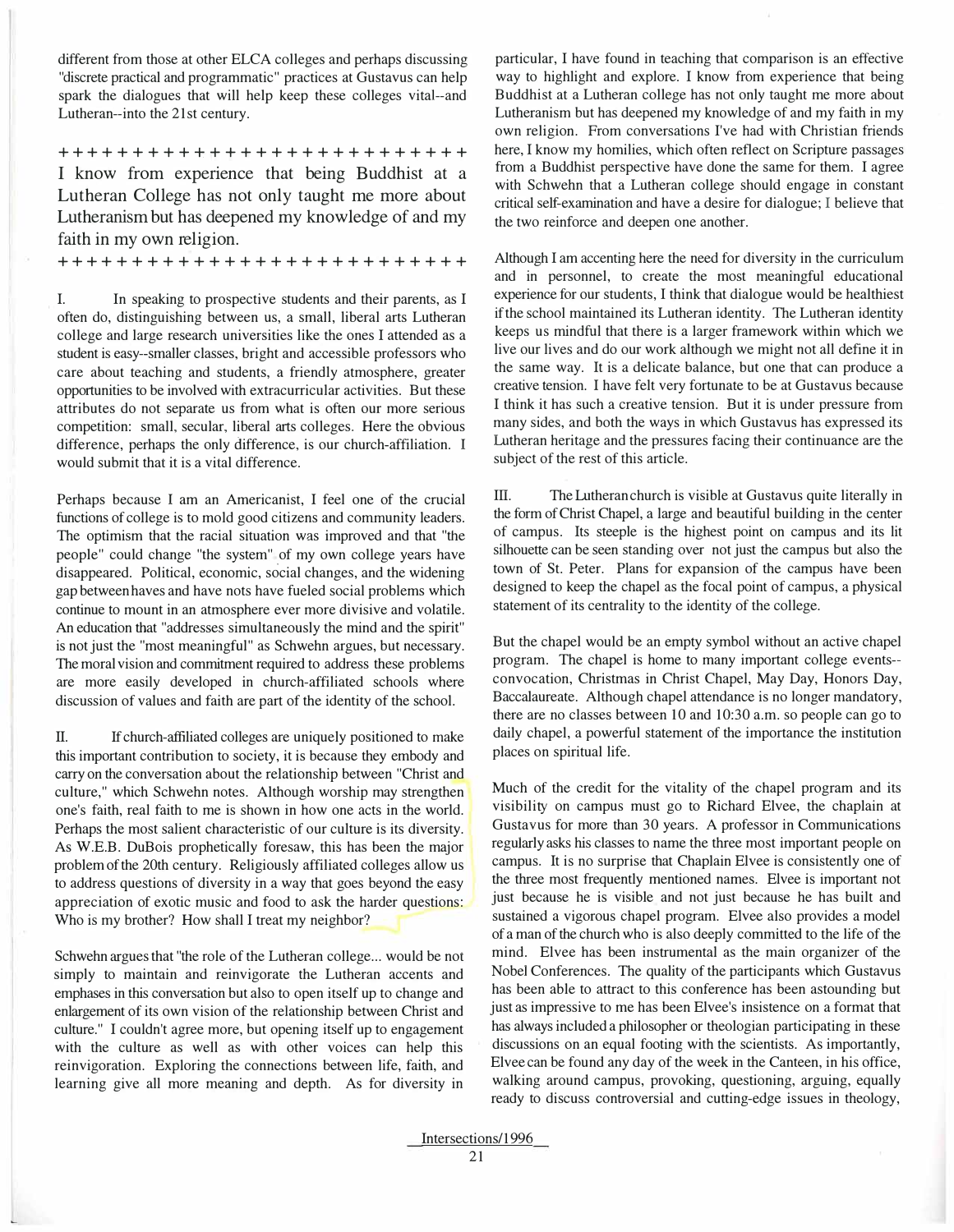different from those at other ELCA colleges and perhaps discussing "discrete practical and programmatic" practices at Gustavus can help spark the dialogues that will help keep these colleges vital--and Lutheran--into the 21st century.

+++++++++++++++++++++++++++

I know from experience that being Buddhist at a Lutheran College has not only taught me more about Lutheranism but has deepened my knowledge of and my faith in my own religion.

+++++++++++++++++++++++++++

I. In speaking to prospective students and their parents, as I often do, distinguishing between us, a small, liberal arts Lutheran college and large research universities like the ones I attended as a student is easy--smaller classes, bright and accessible professors who care about teaching and students, a friendly atmosphere, greater opportunities to be involved with extracurricular activities. But these attributes do not separate us from what is often our more serious competition: small, secular, liberal arts colleges. Here the obvious difference, perhaps the only difference, is our church-affiliation. I would submit that it is a vital difference.

Perhaps because I am an Americanist, I feel one of the crucial functions of college is to mold good citizens and community leaders. The optimism that the racial situation was improved and that "the people" could change "the system" of my own college years have disappeared. Political, economic, social changes, and the widening gap between haves and have nots have fueled social problems which continue to mount in an atmosphere ever more divisive and volatile. An education that "addresses simultaneously the mind and the spirit" is not just the "most meaningful" as Schwehn argues, but necessary. The moral vision and commitment required to address these problems are more easily developed in church-affiliated schools where discussion of values and faith are part of the identity of the school.

II. If church-affiliated colleges are uniquely positioned to make this important contribution to society, it is because they embody and carry on the conversation about the relationship between "Christ and culture," which Schwehn notes. Although worship may strengthen one's faith, real faith to me is shown in how one acts in the world. Perhaps the most salient characteristic of our culture is its diversity. As W.E.B. DuBois prophetically foresaw, this has been the major problem of the 20th century. Religiously affiliated colleges allow us to address questions of diversity in a way that goes beyond the easy appreciation of exotic music and food to ask the harder questions: Who is my brother? How shall I treat my neighbor?

Schwehn argues that "the role of the Lutheran college... would be not simply to maintain and reinvigorate the Lutheran accents and emphases in this conversation but also to open itself up to change and enlargement of its own vision of the relationship between Christ and culture." I couldn't agree more, but opening itself up to engagement with the culture as well as with other voices can help this reinvigoration. Exploring the connections between life, faith, and learning give all more meaning and depth. As for diversity in particular, I have found in teaching that comparison is an effective way to highlight and explore. I know from experience that being Buddhist at a Lutheran college has not only taught me more about Lutheranism but has deepened my knowledge of and my faith in my own religion. From conversations I've had with Christian friends here, I know my homilies, which often reflect on Scripture passages from a Buddhist perspective have done the same for them. I agree with Schwehn that a Lutheran college should engage in constant critical self-examination and have a desire for dialogue; I believe that the two reinforce and deepen one another.

Although I am accenting here the need for diversity in the curriculum and in personnel, to create the most meaningful educational experience for our students, I think that dialogue would be healthiest if the school maintained its Lutheran identity. The Lutheran identity keeps us mindful that there is a larger framework within which we live our lives and do our work although we might not all define it in the same way. It is a delicate balance, but one that can produce a creative tension. I have felt very fortunate to be at Gustavus because I think it has such a creative tension. But it is under pressure from many sides, and both the ways in which Gustavus has expressed its Lutheran heritage and the pressures facing their continuance are the subject of the rest of this article.

III. The Lutheran church is visible at Gustavus quite literally in the form of Christ Chapel, a large and beautiful building in the center of campus. Its steeple is the highest point on campus and its lit silhouette can be seen standing over not just the campus but also the town of St. Peter. Plans for expansion of the campus have been designed to keep the chapel as the focal point of campus, a physical statement of its centrality to the identity of the college.

But the chapel would be an empty symbol without an active chapel program. The chapel is home to many important college events--convocation, Christmas in Christ Chapel, May Day, Honors Day, Baccalaureate. Although chapel attendance is no longer mandatory, there are no classes between 10 and 10:30 a.m. so people can go to daily chapel, a powerful statement of the importance the institution places on spiritual life.

Much of the credit for the vitality of the chapel program and its visibility on campus must go to Richard Elvee, the chaplain at Gustavus for more than 30 years. A professor in Communications regularly asks his classes to name the three most important people on campus. It is no surprise that Chaplain Elvee is consistently one of the three most frequently mentioned names. Elvee is important not just because he is visible and not just because he has built and sustained a vigorous chapel program. Elvee also provides a model of a man of the church who is also deeply committed to the life of the mind. Elvee has been instrumental as the main organizer of the Nobel Conferences. The quality of the participants which Gustavus has been able to attract to this conference has been astounding but just as impressive to me has been Elvee's insistence on a format that has always included a philosopher or theologian participating in these discussions on an equal footing with the scientists. As importantly, Elvee can be found any day of the week in the Canteen, in his office, walking around campus, provoking, questioning, arguing, equally ready to discuss controversial and cutting-edge issues in theology,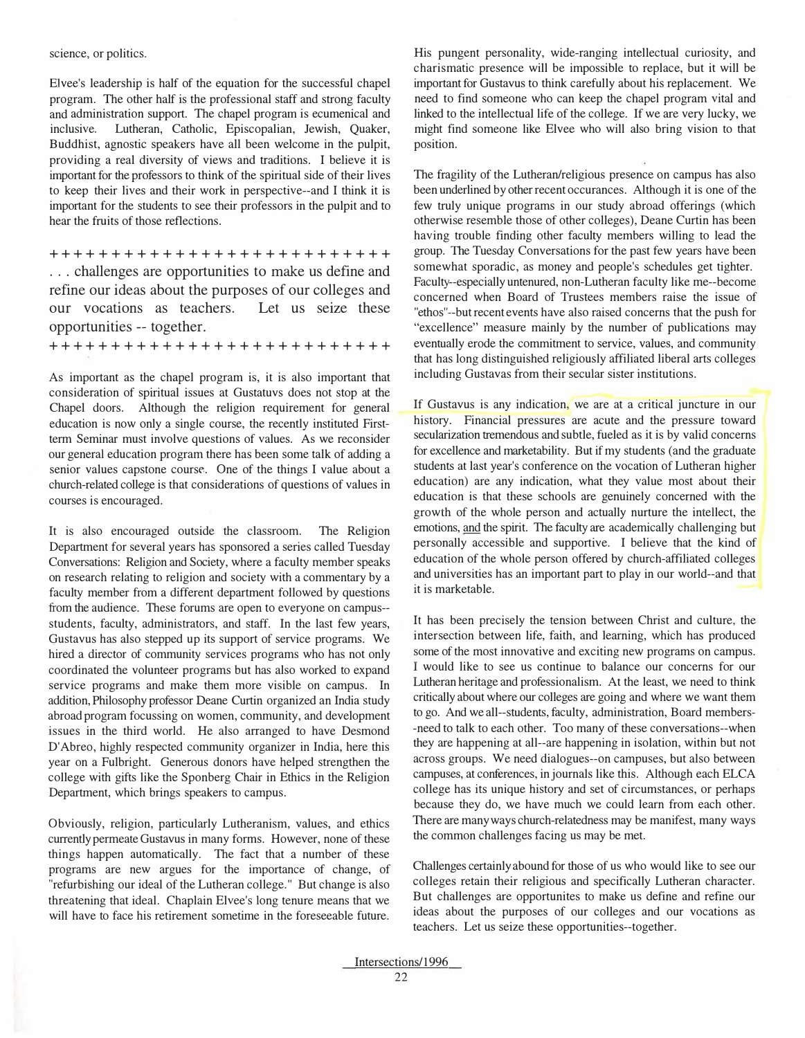science, or politics.

Elvee's leadership is half of the equation for the successful chapel program. The other half is the professional staff and strong faculty and administration support. The chapel program is ecumenical and inclusive. Lutheran, Catholic, Episcopalian, Jewish, Quaker, Buddhist, agnostic speakers have all been welcome in the pulpit, providing a real diversity of views and traditions. I believe it is important for the professors to think of the spiritual side of their lives to keep their lives and their work in perspective--and I think it is important for the students to see their professors in the pulpit and to hear the fruits of those reflections.

+++++++++++++++++++++++++++

. . . challenges are opportunities to make us define and refine our ideas about the purposes of our colleges and our vocations as teachers. Let us seize these opportunities -- together.

+++++++++++++++++++++++++++

As important as the chapel program is, it is also important that consideration of spiritual issues at Gustavus does not stop at the Chapel doors. Although the religion requirement for general education is now only a single course, the recently instituted First-term Seminar must involve questions of values. As we reconsider our general education program there has been some talk of adding a senior values capstone course. One of the things I value about a church-related college is that considerations of questions of values in courses is encouraged.

It is also encouraged outside the classroom. The Religion Department for several years has sponsored a series called Tuesday Conversations: Religion and Society, where a faculty member speaks on research relating to religion and society with a commentary by a faculty member from a different department followed by questions from the audience. These forums are open to everyone on campus--students, faculty, administrators, and staff. In the last few years, Gustavus has also stepped up its support of service programs. We hired a director of community services programs who has not only coordinated the volunteer programs but has also worked to expand service programs and make them more visible on campus. In addition, Philosophy professor Deane Curtin organized an India study abroad program focussing on women, community, and development issues in the third world. He also arranged to have Desmond D'Abreo, highly respected community organizer in India, here this year on a Fulbright. Generous donors have helped strengthen the college with gifts like the Sponberg Chair in Ethics in the Religion Department, which brings speakers to campus.

Obviously, religion, particularly Lutheranism, values, and ethics currently permeate Gustavus in many forms. However, none of these things happen automatically. The fact that a number of these programs are new argues for the importance of change, of "refurbishing our ideal of the Lutheran college." But change is also threatening that ideal. Chaplain Elvee's long tenure means that we will have to face his retirement sometime in the foreseeable future. His pungent personality, wide-ranging intellectual curiosity, and charismatic presence will be impossible to replace, but it will be important for Gustavus to think carefully about his replacement. We need to find someone who can keep the chapel program vital and linked to the intellectual life of the college. If we are very lucky, we might find someone like Elvee who will also bring vision to that position.

The fragility of the Lutheran/religious presence on campus has also been underlined by other recent occurances. Although it is one of the few truly unique programs in our study abroad offerings (which otherwise resemble those of other colleges), Deane Curtin has been having trouble finding other faculty members willing to lead the group. The Tuesday Conversations for the past few years have been somewhat sporadic, as money and people's schedules get tighter. Faculty--especially untenured, non-Lutheran faculty like me--become concerned when Board of Trustees members raise the issue of "ethos"--but recent events have also raised concerns that the push for "excellence" measure mainly by the number of publications may eventually erode the commitment to service, values, and community that has long distinguished religiously affiliated liberal arts colleges including Gustavas from their secular sister institutions.

If Gustavus is any indication, we are at a critical juncture in our history. Financial pressures are acute and the pressure toward secularization tremendous and subtle, fueled as it is by valid concerns for excellence and marketability. But if my students (and the graduate students at last year's conference on the vocation of Lutheran higher education) are any indication, what they value most about their education is that these schools are genuinely concerned with the growth of the whole person and actually nurture the intellect, the emotions, and the spirit. The faculty are academically challenging but personally accessible and supportive. I believe that the kind of education of the whole person offered by church-affiliated colleges and universities has an important part to play in our world--and that it is marketable.

It has been precisely the tension between Christ and culture, the intersection between life, faith, and learning, which has produced some of the most innovative and exciting new programs on campus. I would like to see us continue to balance our concerns for our Lutheran heritage and professionalism. At the least, we need to think critically about where our colleges are going and where we want them to go. And we all--students, faculty, administration, Board members--need to talk to each other. Too many of these conversations--when they are happening at all--are happening in isolation, within but not across groups. We need dialogues--on campuses, but also between campuses, at conferences, in journals like this. Although each ELCA college has its unique history and set of circumstances, or perhaps because they do, we have much we could learn from each other. There are many ways church-relatedness may be manifest, many ways the common challenges facing us may be met.

Challenges certainly abound for those of us who would like to see our colleges retain their religious and specifically Lutheran character. But challenges are opportunites to make us define and refine our ideas about the purposes of our colleges and our vocations as teachers. Let us seize these opportunities--together.